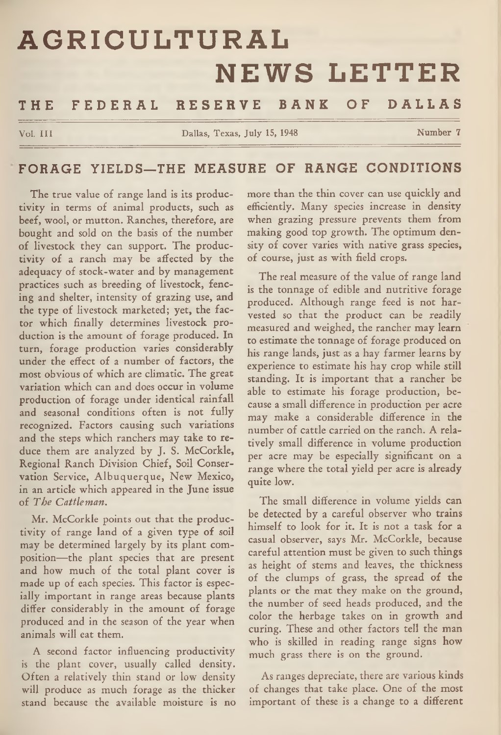# AGRICULTURAL NEWS LETTER

## THE FEDERAL RESERVE BANK OF DALLAS

Vol. III — Dallas, Texas, July 15, 1948 — Number 7

## FORAGE YIELDS—THE MEASURE OF RANGE CONDITIONS

The true value of range land is its productivity in terms of animal products, such as beef, wool, or mutton. Ranches, therefore, are bought and sold on the basis of the number of livestock they can support. The productivity of a ranch may be affected by the adequacy of stock-water and by management practices such as breeding of livestock, fencing and shelter, intensity of grazing use, and the type of livestock marketed; yet, the factor which finally determines livestock production is the amount of forage produced. In turn, forage production varies considerably under the effect of a number of factors, the most obvious of which are climatic. The great variation which can and does occur in volume production of forage under identical rainfall and seasonal conditions often is not fully recognized. Factors causing such variations and the steps which ranchers may take to reduce them are analyzed by J. S. McCorkle, Regional Ranch Division Chief, Soil Conservation Service, Albuquerque, New Mexico, in an article which appeared in the June issue of *The Cattleman*.

Mr. McCorkle points out that the productivity of range land of a given type of soil may be determined largely by its plant composition—the plant species that are present and how much of the total plant cover is made up of each species. This factor is especially important in range areas because plants differ considerably in the amount of forage produced and in the season of the year when animals will eat them.

A second factor influencing productivity is the plant cover, usually called density. Often a relatively thin stand or low density will produce as much forage as the thicker stand because the available moisture is no more than the thin cover can use quickly and efficiently. Many species increase in density when grazing pressure prevents them from making good top growth. The optimum density of cover varies with native grass species, of course, just as with field crops.

The real measure of the value of range land is the tonnage of edible and nutritive forage produced. Although range feed is not harvested so that the product can be readily measured and weighed, the rancher may learn to estimate the tonnage of forage produced on his range lands, just as a hay farmer learns by experience to estimate his hay crop while still standing. It is important that a rancher be able to estimate his forage production, because a small difference in production per acre may make a considerable difference in the number of cattle carried on the ranch. A relatively small difference in volume production per acre may be especially significant on a range where the total yield per acre is already quite low.

The small difference in volume yields can be detected by a careful observer who trains himself to look for it. It is not a task for a casual observer, says Mr. McCorkle, because careful attention must be given to such things as height of stems and leaves, the thickness of the clumps of grass, the spread of the plants or the mat they make on the ground, the number of seed heads produced, and the color the herbage takes on in growth and curing. These and other factors tell the man who is skilled in reading range signs how much grass there is on the ground.

As ranges depreciate, there are various kinds of changes that take place. One of the most important of these is a change to a different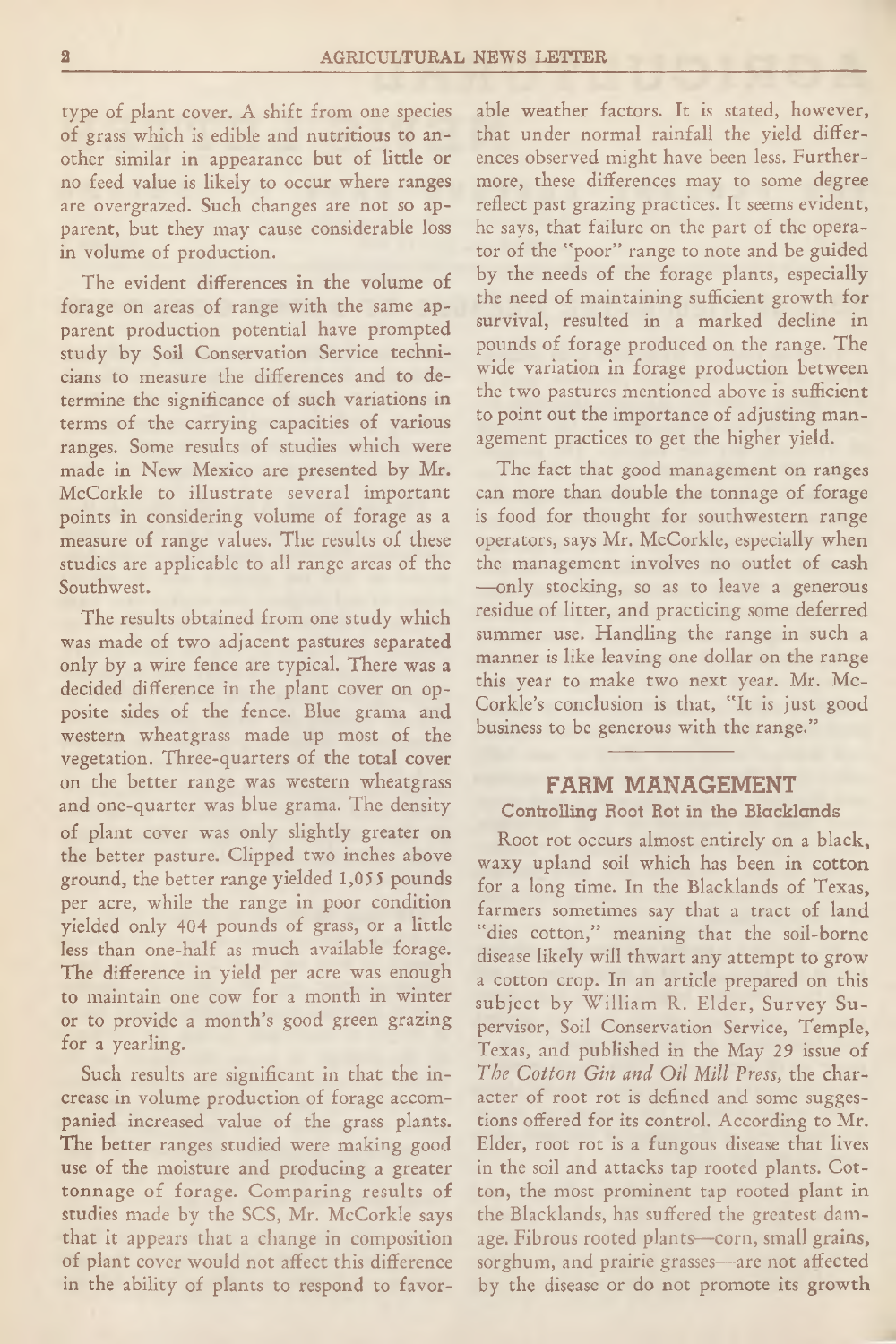type of plant cover. A shift from one species of grass which is edible and nutritious to another similar in appearance but of little or no feed value is likely to occur where ranges are overgrazed. Such changes are not so apparent, but they may cause considerable loss in volume of production.

The evident differences in the volume of forage on areas of range with the same apparent production potential have prompted study by Soil Conservation Service technicians to measure the differences and to determine the significance of such variations in terms of the carrying capacities of various ranges. Some results of studies which were made in New Mexico are presented by Mr. McCorkle to illustrate several important points in considering volume of forage as a measure of range values. The results of these studies are applicable to all range areas of the Southwest.

The results obtained from one study which was made of two adjacent pastures separated only by a wire fence are typical. There was a decided difference in the plant cover on opposite sides of the fence. Blue grama and western wheatgrass made up most of the vegetation. Three-quarters of the total cover on the better range was western wheatgrass and one-quarter was blue grama. The density of plant cover was only slightly greater on the better pasture. Clipped two inches above ground, the better range yielded 1,055 pounds per acre, while the range in poor condition yielded only 404 pounds of grass, or a little less than one-half as much available forage. The difference in yield per acre was enough to maintain one cow for a month in winter or to provide a month's good green grazing for a yearling.

Such results are significant in that the increase in volume production of forage accompanied increased value of the grass plants. The better ranges studied were making good use of the moisture and producing a greater tonnage of forage. Comparing results of studies made by the SCS, Mr. McCorkle says that it appears that a change in composition of plant cover would not affect this difference in the ability of plants to respond to favorable weather factors. It is stated, however, that under normal rainfall the yield differences observed might have been less. Furthermore, these differences may to some degree reflect past grazing practices. It seems evident, he says, that failure on the part of the operator of the "poor" range to note and be guided by the needs of the forage plants, especially the need of maintaining sufficient growth for survival, resulted in a marked decline in pounds of forage produced on the range. The wide variation in forage production between the two pastures mentioned above is sufficient to point out the importance of adjusting management practices to get the higher yield.

The fact that good management on ranges can more than double the tonnage of forage is food for thought for southwestern range operators, says Mr. McCorkle, especially when the management involves no outlet of cash —only stocking, so as to leave a generous residue of litter, and practicing some deferred summer use. Handling the range in such a manner is like leaving one dollar on the range this year to make two next year. Mr. McCorkle's conclusion is that, "It is just good business to be generous with the range."

## FARM MANAGEMENT

### Controlling Root Rot in the Blacklands

Root rot occurs almost entirely on a black, waxy upland soil which has been in cotton for a long time. In the Blacklands of Texas, farmers sometimes say that a tract of land "dies cotton," meaning that the soil-borne disease likely will thwart any attempt to grow a cotton crop. In an article prepared on this subject by William R. Elder, Survey Supervisor, Soil Conservation Service, Temple, Texas, and published in the May 29 issue of *The Cotton Gin and Oil Mill Press*, the character of root rot is defined and some suggestions offered for its control. According to Mr. Elder, root rot is a fungous disease that lives in the soil and attacks tap rooted plants. Cotton, the most prominent tap rooted plant in the Blacklands, has suffered the greatest damage. Fibrous rooted plants—corn, small grains, sorghum, and prairie grasses—are not affected by the disease or do not promote its growth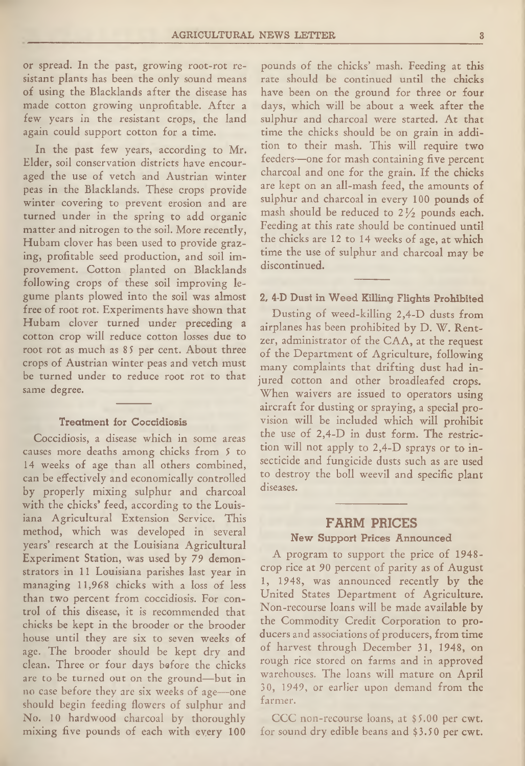or spread. In the past, growing root-rot resistant plants has been the only sound means of using the Blacklands after the disease has made cotton growing unprofitable. After a few years in the resistant crops, the land again could support cotton for a time.

In the past few years, according to Mr. Elder, soil conservation districts have encouraged the use of vetch and Austrian winter peas in the Blacklands. These crops provide winter covering to prevent erosion and are turned under in the spring to add organic matter and nitrogen to the soil. More recently, Hubam clover has been used to provide grazing, profitable seed production, and soil improvement. Cotton planted on Blacklands following crops of these soil improving legume plants plowed into the soil was almost free of root rot. Experiments have shown that Hubam clover turned under preceding a cotton crop will reduce cotton losses due to root rot as much as 85 per cent. About three crops of Austrian winter peas and vetch must be turned under to reduce root rot to that same degree.

### Treatment for Coccidiosis

Coccidiosis, a disease which in some areas causes more deaths among chicks from 5 to 14 weeks of age than all others combined, can be effectively and economically controlled by properly mixing sulphur and charcoal with the chicks' feed, according to the Louisiana Agricultural Extension Service. This method, which was developed in several years' research at the Louisiana Agricultural Experiment Station, was used by 79 demonstrators in 11 Louisiana parishes last year in managing 11,968 chicks with a loss of less than two percent from coccidiosis. For control of this disease, it is recommended that chicks be kept in the brooder or the brooder house until they are six to seven weeks of age. The brooder should be kept dry and clean. Three or four days before the chicks are to be turned out on the ground—but in no case before they are six weeks of age—one should begin feeding flowers of sulphur and No. 10 hardwood charcoal by thoroughly mixing five pounds of each with every 100 pounds of the chicks' mash. Feeding at this rate should be continued until the chicks have been on the ground for three or four days, which will be about a week after the sulphur and charcoal were started. At that time the chicks should be on grain in addition to their mash. This will require two feeders—one for mash containing five percent charcoal and one for the grain. If the chicks are kept on an all-mash feed, the amounts of sulphur and charcoal in every 100 pounds of mash should be reduced to 2½ pounds each. Feeding at this rate should be continued until the chicks are 12 to 14 weeks of age, at which time the use of sulphur and charcoal may be discontinued.

### 2, 4-D Dust in Weed Killing Flights Prohibited

Dusting of weed-killing 2,4-D dusts from airplanes has been prohibited by D. W. Rentzer, administrator of the CAA, at the request of the Department of Agriculture, following many complaints that drifting dust had injured cotton and other broadleafed crops. When waivers are issued to operators using aircraft for dusting or spraying, a special provision will be included which will prohibit the use of 2,4-D in dust form. The restriction will not apply to 2,4-D sprays or to insecticide and fungicide dusts such as are used to destroy the boll weevil and specific plant diseases.

## FARM PRICES

### New Support Prices Announced

A program to support the price of 1948-crop rice at 90 percent of parity as of August 1, 1948, was announced recently by the United States Department of Agriculture. Non-recourse loans will be made available by the Commodity Credit Corporation to producers and associations of producers, from time of harvest through December 31, 1948, on rough rice stored on farms and in approved warehouses. The loans will mature on April 30, 1949, or earlier upon demand from the farmer.

CCC non-recourse loans, at $5.00 per cwt. for sound dry edible beans and $3.50 per cwt.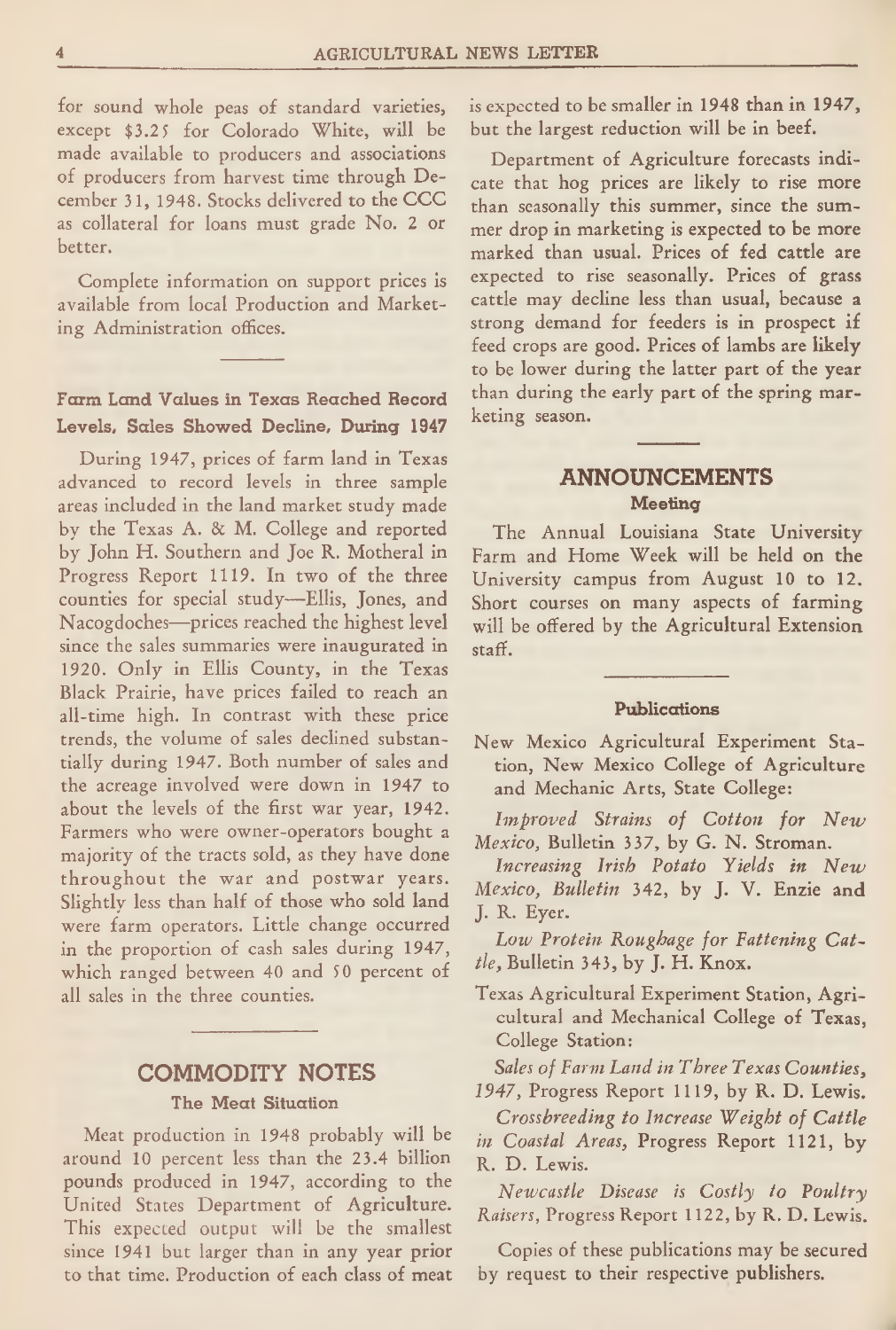for sound whole peas of standard varieties, except $3.25 for Colorado White, will be made available to producers and associations of producers from harvest time through December 31, 1948. Stocks delivered to the CCC as collateral for loans must grade No. 2 or better.

Complete information on support prices is available from local Production and Marketing Administration offices.

### Farm Land Values in Texas Reached Record Levels, Sales Showed Decline, During 1947

During 1947, prices of farm land in Texas advanced to record levels in three sample areas included in the land market study made by the Texas A. & M. College and reported by John H. Southern and Joe R. Motheral in Progress Report 1119. In two of the three counties for special study—Ellis, Jones, and Nacogdoches—prices reached the highest level since the sales summaries were inaugurated in 1920. Only in Ellis County, in the Texas Black Prairie, have prices failed to reach an all-time high. In contrast with these price trends, the volume of sales declined substantially during 1947. Both number of sales and the acreage involved were down in 1947 to about the levels of the first war year, 1942. Farmers who were owner-operators bought a majority of the tracts sold, as they have done throughout the war and postwar years. Slightly less than half of those who sold land were farm operators. Little change occurred in the proportion of cash sales during 1947, which ranged between 40 and 50 percent of all sales in the three counties.

## COMMODITY NOTES

### The Meat Situation

Meat production in 1948 probably will be around 10 percent less than the 23.4 billion pounds produced in 1947, according to the United States Department of Agriculture. This expected output will be the smallest since 1941 but larger than in any year prior to that time. Production of each class of meat is expected to be smaller in 1948 than in 1947, but the largest reduction will be in beef.

Department of Agriculture forecasts indicate that hog prices are likely to rise more than seasonally this summer, since the summer drop in marketing is expected to be more marked than usual. Prices of fed cattle are expected to rise seasonally. Prices of grass cattle may decline less than usual, because a strong demand for feeders is in prospect if feed crops are good. Prices of lambs are likely to be lower during the latter part of the year than during the early part of the spring marketing season.

## ANNOUNCEMENTS

### Meeting

The Annual Louisiana State University Farm and Home Week will be held on the University campus from August 10 to 12. Short courses on many aspects of farming will be offered by the Agricultural Extension staff.

### Publications

New Mexico Agricultural Experiment Station, New Mexico College of Agriculture and Mechanic Arts, State College:

*Improved Strains of Cotton for New Mexico,* Bulletin 337, by G. N. Stroman.

*Increasing Irish Potato Yields in New Mexico, Bulletin* 342, by J. V. Enzie and J. R. Eyer.

*Low Protein Roughage for Fattening Cattle,* Bulletin 343, by J. H. Knox.

Texas Agricultural Experiment Station, Agricultural and Mechanical College of Texas, College Station:

*Sales of Farm Land in Three Texas Counties, 1947,* Progress Report 1119, by R. D. Lewis.

*Crossbreeding to Increase Weight of Cattle in Coastal Areas,* Progress Report 1121, by R. D. Lewis.

*Newcastle Disease is Costly to Poultry Raisers,* Progress Report 1122, by R. D. Lewis.

Copies of these publications may be secured by request to their respective publishers.